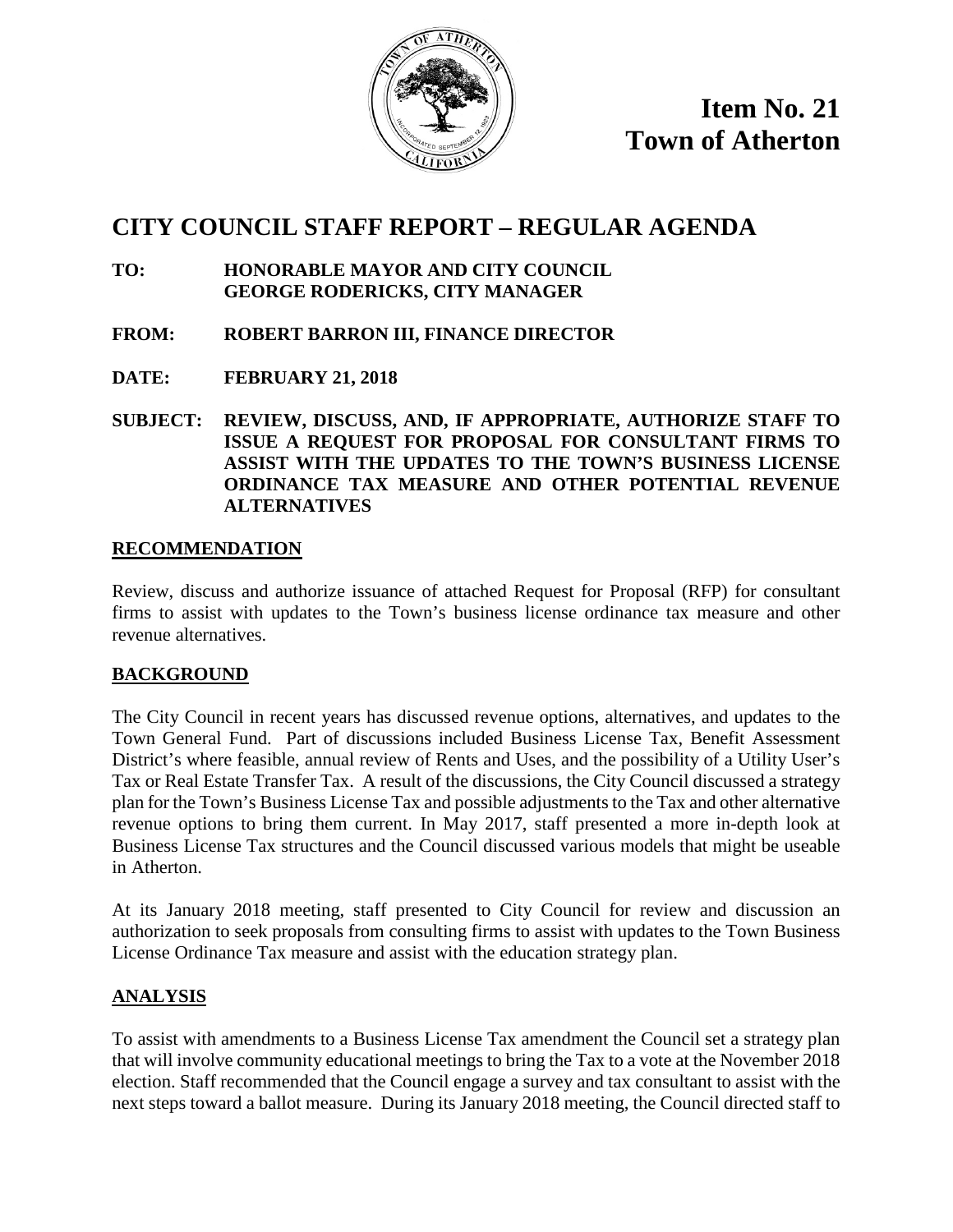**Item No. 21**
**Town of Atherton**

# CITY COUNCIL STAFF REPORT – REGULAR AGENDA

**TO:** **HONORABLE MAYOR AND CITY COUNCIL**
**GEORGE RODERICKS, CITY MANAGER**

**FROM:** **ROBERT BARRON III, FINANCE DIRECTOR**

**DATE:** **FEBRUARY 21, 2018**

**SUBJECT:** **REVIEW, DISCUSS, AND, IF APPROPRIATE, AUTHORIZE STAFF TO ISSUE A REQUEST FOR PROPOSAL FOR CONSULTANT FIRMS TO ASSIST WITH THE UPDATES TO THE TOWN'S BUSINESS LICENSE ORDINANCE TAX MEASURE AND OTHER POTENTIAL REVENUE ALTERNATIVES**

## RECOMMENDATION

Review, discuss and authorize issuance of attached Request for Proposal (RFP) for consultant firms to assist with updates to the Town's business license ordinance tax measure and other revenue alternatives.

## BACKGROUND

The City Council in recent years has discussed revenue options, alternatives, and updates to the Town General Fund. Part of discussions included Business License Tax, Benefit Assessment District's where feasible, annual review of Rents and Uses, and the possibility of a Utility User's Tax or Real Estate Transfer Tax. A result of the discussions, the City Council discussed a strategy plan for the Town's Business License Tax and possible adjustments to the Tax and other alternative revenue options to bring them current. In May 2017, staff presented a more in-depth look at Business License Tax structures and the Council discussed various models that might be useable in Atherton.

At its January 2018 meeting, staff presented to City Council for review and discussion an authorization to seek proposals from consulting firms to assist with updates to the Town Business License Ordinance Tax measure and assist with the education strategy plan.

## ANALYSIS

To assist with amendments to a Business License Tax amendment the Council set a strategy plan that will involve community educational meetings to bring the Tax to a vote at the November 2018 election. Staff recommended that the Council engage a survey and tax consultant to assist with the next steps toward a ballot measure. During its January 2018 meeting, the Council directed staff to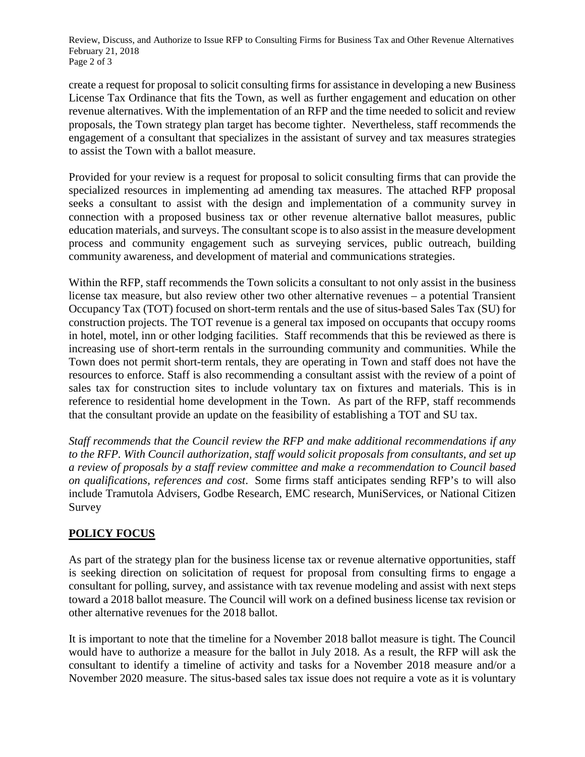create a request for proposal to solicit consulting firms for assistance in developing a new Business License Tax Ordinance that fits the Town, as well as further engagement and education on other revenue alternatives. With the implementation of an RFP and the time needed to solicit and review proposals, the Town strategy plan target has become tighter. Nevertheless, staff recommends the engagement of a consultant that specializes in the assistant of survey and tax measures strategies to assist the Town with a ballot measure.

Provided for your review is a request for proposal to solicit consulting firms that can provide the specialized resources in implementing ad amending tax measures. The attached RFP proposal seeks a consultant to assist with the design and implementation of a community survey in connection with a proposed business tax or other revenue alternative ballot measures, public education materials, and surveys. The consultant scope is to also assist in the measure development process and community engagement such as surveying services, public outreach, building community awareness, and development of material and communications strategies.

Within the RFP, staff recommends the Town solicits a consultant to not only assist in the business license tax measure, but also review other two other alternative revenues – a potential Transient Occupancy Tax (TOT) focused on short-term rentals and the use of situs-based Sales Tax (SU) for construction projects. The TOT revenue is a general tax imposed on occupants that occupy rooms in hotel, motel, inn or other lodging facilities. Staff recommends that this be reviewed as there is increasing use of short-term rentals in the surrounding community and communities. While the Town does not permit short-term rentals, they are operating in Town and staff does not have the resources to enforce. Staff is also recommending a consultant assist with the review of a point of sales tax for construction sites to include voluntary tax on fixtures and materials. This is in reference to residential home development in the Town. As part of the RFP, staff recommends that the consultant provide an update on the feasibility of establishing a TOT and SU tax.

*Staff recommends that the Council review the RFP and make additional recommendations if any to the RFP. With Council authorization, staff would solicit proposals from consultants, and set up a review of proposals by a staff review committee and make a recommendation to Council based on qualifications, references and cost*. Some firms staff anticipates sending RFP's to will also include Tramutola Advisers, Godbe Research, EMC research, MuniServices, or National Citizen Survey

## POLICY FOCUS

As part of the strategy plan for the business license tax or revenue alternative opportunities, staff is seeking direction on solicitation of request for proposal from consulting firms to engage a consultant for polling, survey, and assistance with tax revenue modeling and assist with next steps toward a 2018 ballot measure. The Council will work on a defined business license tax revision or other alternative revenues for the 2018 ballot.

It is important to note that the timeline for a November 2018 ballot measure is tight. The Council would have to authorize a measure for the ballot in July 2018. As a result, the RFP will ask the consultant to identify a timeline of activity and tasks for a November 2018 measure and/or a November 2020 measure. The situs-based sales tax issue does not require a vote as it is voluntary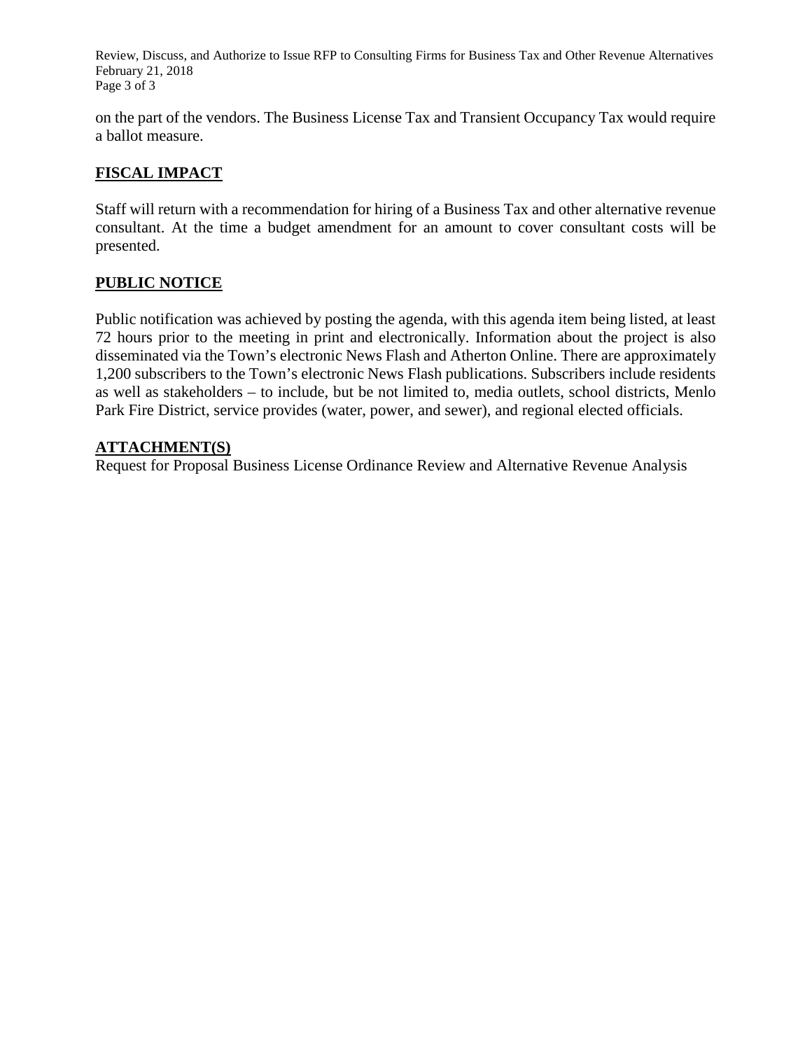on the part of the vendors. The Business License Tax and Transient Occupancy Tax would require a ballot measure.

## FISCAL IMPACT

Staff will return with a recommendation for hiring of a Business Tax and other alternative revenue consultant. At the time a budget amendment for an amount to cover consultant costs will be presented.

## PUBLIC NOTICE

Public notification was achieved by posting the agenda, with this agenda item being listed, at least 72 hours prior to the meeting in print and electronically. Information about the project is also disseminated via the Town's electronic News Flash and Atherton Online. There are approximately 1,200 subscribers to the Town's electronic News Flash publications. Subscribers include residents as well as stakeholders – to include, but be not limited to, media outlets, school districts, Menlo Park Fire District, service provides (water, power, and sewer), and regional elected officials.

## ATTACHMENT(S)

Request for Proposal Business License Ordinance Review and Alternative Revenue Analysis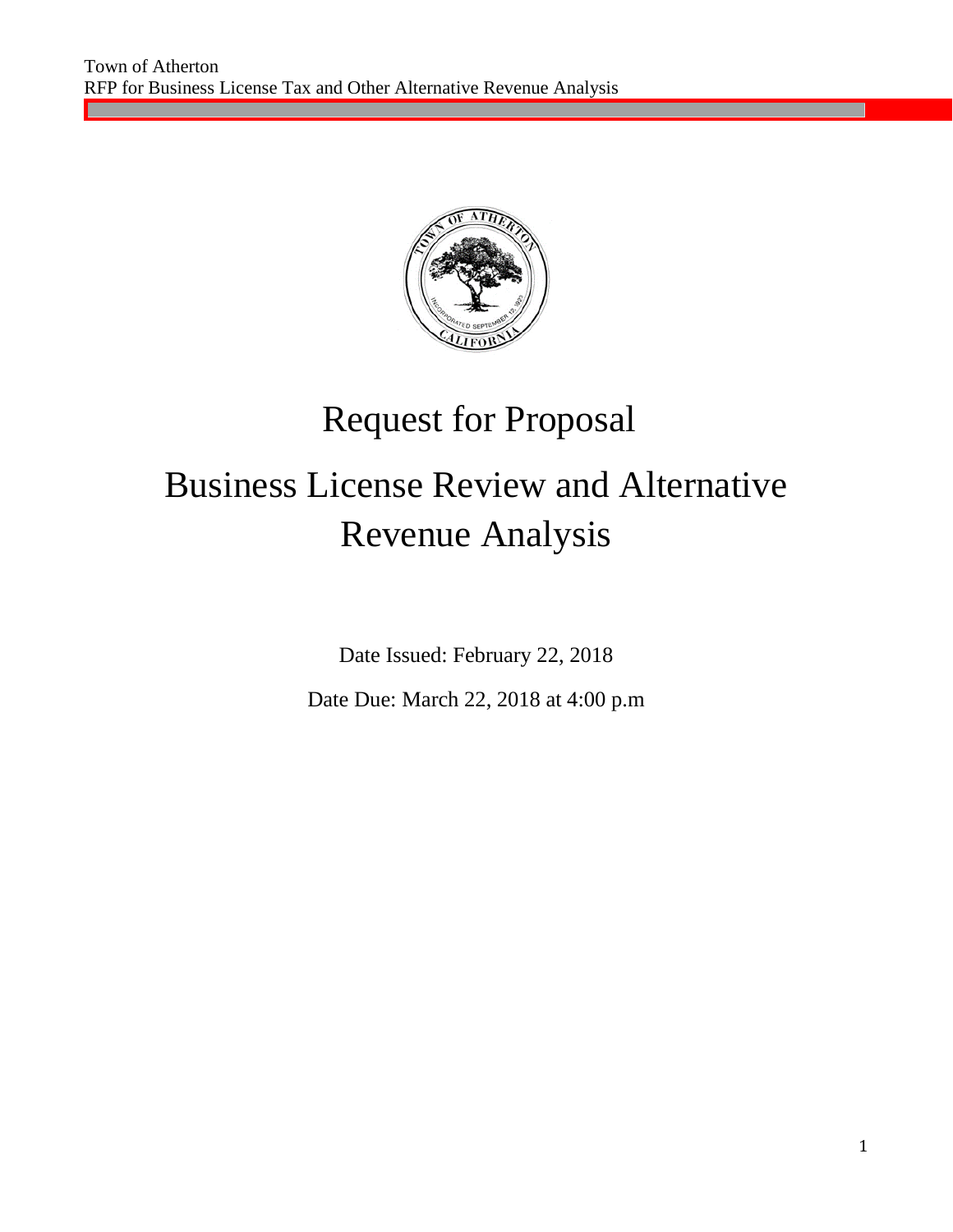# Request for Proposal

# Business License Review and Alternative Revenue Analysis

Date Issued: February 22, 2018

Date Due: March 22, 2018 at 4:00 p.m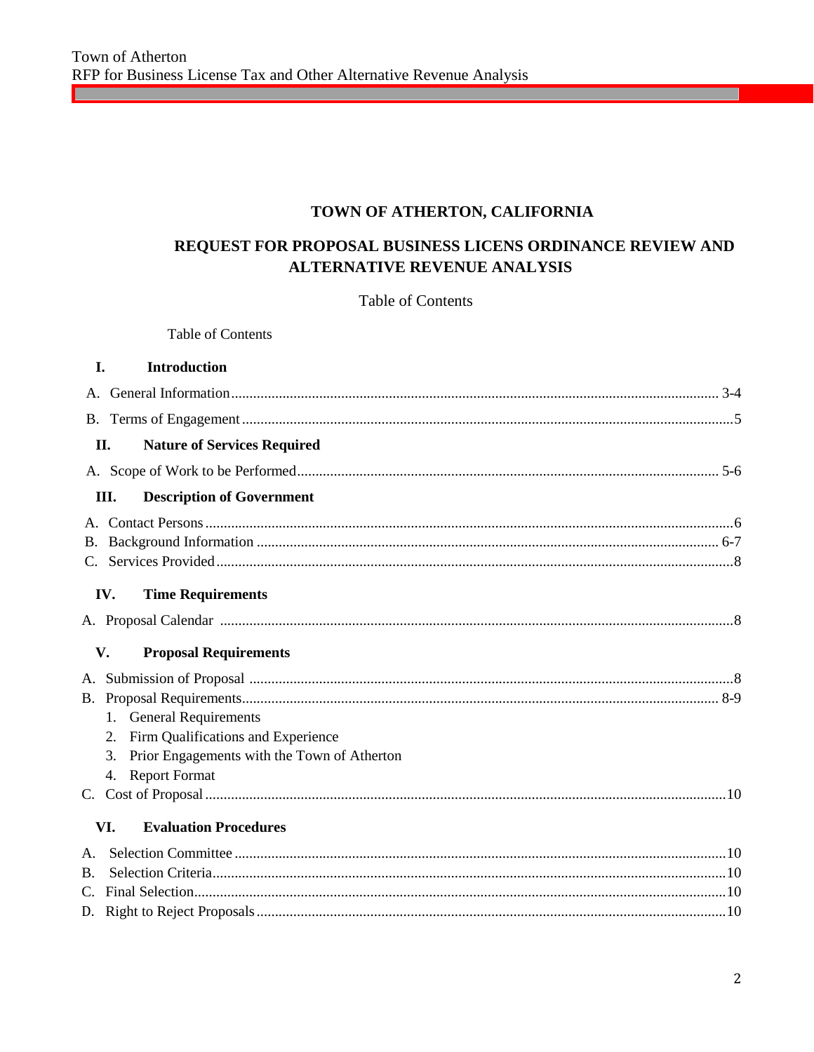# TOWN OF ATHERTON, CALIFORNIA

## REQUEST FOR PROPOSAL BUSINESS LICENS ORDINANCE REVIEW AND ALTERNATIVE REVENUE ANALYSIS

Table of Contents

Table of Contents

**I. Introduction**

A. General Information ........................................................ 3-4

B. Terms of Engagement ........................................................ 5

**II. Nature of Services Required**

A. Scope of Work to be Performed ........................................................ 5-6

**III. Description of Government**

A. Contact Persons ........................................................ 6
B. Background Information ........................................................ 6-7
C. Services Provided ........................................................ 8

**IV. Time Requirements**

A. Proposal Calendar ........................................................ 8

**V. Proposal Requirements**

A. Submission of Proposal ........................................................ 8
B. Proposal Requirements ........................................................ 8-9
   1. General Requirements
   2. Firm Qualifications and Experience
   3. Prior Engagements with the Town of Atherton
   4. Report Format
C. Cost of Proposal ........................................................ 10

**VI. Evaluation Procedures**

A. Selection Committee ........................................................ 10
B. Selection Criteria ........................................................ 10
C. Final Selection ........................................................ 10
D. Right to Reject Proposals ........................................................ 10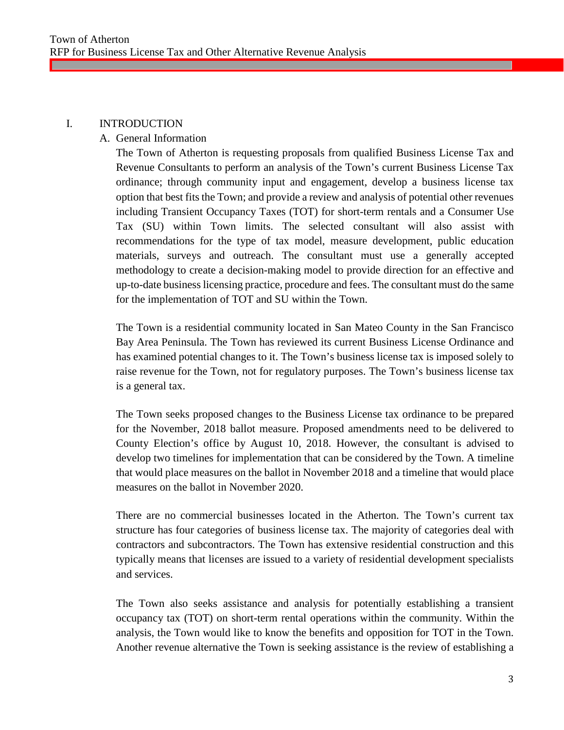# I. INTRODUCTION

## A. General Information

The Town of Atherton is requesting proposals from qualified Business License Tax and Revenue Consultants to perform an analysis of the Town's current Business License Tax ordinance; through community input and engagement, develop a business license tax option that best fits the Town; and provide a review and analysis of potential other revenues including Transient Occupancy Taxes (TOT) for short-term rentals and a Consumer Use Tax (SU) within Town limits. The selected consultant will also assist with recommendations for the type of tax model, measure development, public education materials, surveys and outreach. The consultant must use a generally accepted methodology to create a decision-making model to provide direction for an effective and up-to-date business licensing practice, procedure and fees. The consultant must do the same for the implementation of TOT and SU within the Town.

The Town is a residential community located in San Mateo County in the San Francisco Bay Area Peninsula. The Town has reviewed its current Business License Ordinance and has examined potential changes to it. The Town's business license tax is imposed solely to raise revenue for the Town, not for regulatory purposes. The Town's business license tax is a general tax.

The Town seeks proposed changes to the Business License tax ordinance to be prepared for the November, 2018 ballot measure. Proposed amendments need to be delivered to County Election's office by August 10, 2018. However, the consultant is advised to develop two timelines for implementation that can be considered by the Town. A timeline that would place measures on the ballot in November 2018 and a timeline that would place measures on the ballot in November 2020.

There are no commercial businesses located in the Atherton. The Town's current tax structure has four categories of business license tax. The majority of categories deal with contractors and subcontractors. The Town has extensive residential construction and this typically means that licenses are issued to a variety of residential development specialists and services.

The Town also seeks assistance and analysis for potentially establishing a transient occupancy tax (TOT) on short-term rental operations within the community. Within the analysis, the Town would like to know the benefits and opposition for TOT in the Town. Another revenue alternative the Town is seeking assistance is the review of establishing a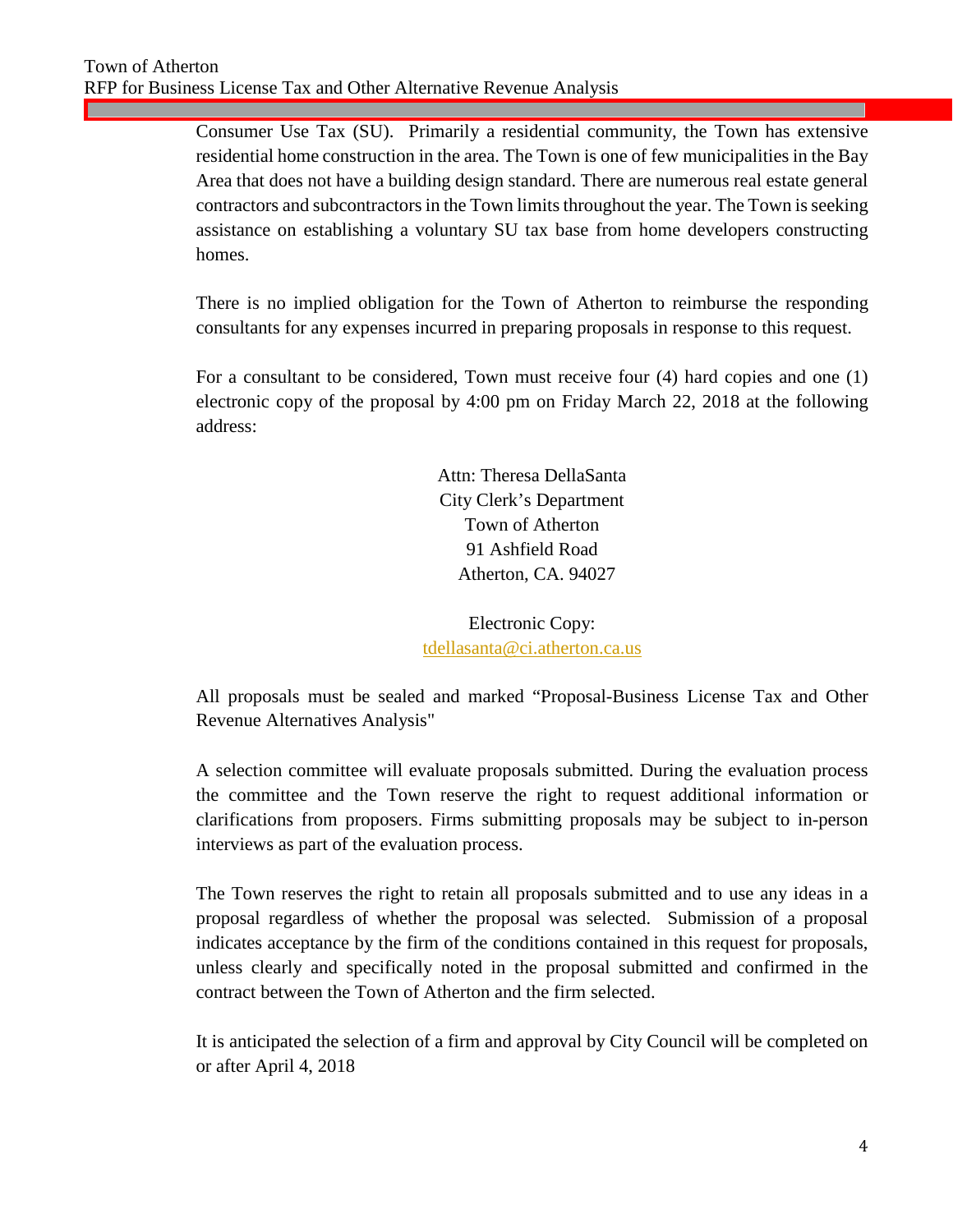Consumer Use Tax (SU). Primarily a residential community, the Town has extensive residential home construction in the area. The Town is one of few municipalities in the Bay Area that does not have a building design standard. There are numerous real estate general contractors and subcontractors in the Town limits throughout the year. The Town is seeking assistance on establishing a voluntary SU tax base from home developers constructing homes.

There is no implied obligation for the Town of Atherton to reimburse the responding consultants for any expenses incurred in preparing proposals in response to this request.

For a consultant to be considered, Town must receive four (4) hard copies and one (1) electronic copy of the proposal by 4:00 pm on Friday March 22, 2018 at the following address:

Attn: Theresa DellaSanta
City Clerk's Department
Town of Atherton
91 Ashfield Road
Atherton, CA. 94027

Electronic Copy:
tdellasanta@ci.atherton.ca.us

All proposals must be sealed and marked "Proposal-Business License Tax and Other Revenue Alternatives Analysis"

A selection committee will evaluate proposals submitted. During the evaluation process the committee and the Town reserve the right to request additional information or clarifications from proposers. Firms submitting proposals may be subject to in-person interviews as part of the evaluation process.

The Town reserves the right to retain all proposals submitted and to use any ideas in a proposal regardless of whether the proposal was selected. Submission of a proposal indicates acceptance by the firm of the conditions contained in this request for proposals, unless clearly and specifically noted in the proposal submitted and confirmed in the contract between the Town of Atherton and the firm selected.

It is anticipated the selection of a firm and approval by City Council will be completed on or after April 4, 2018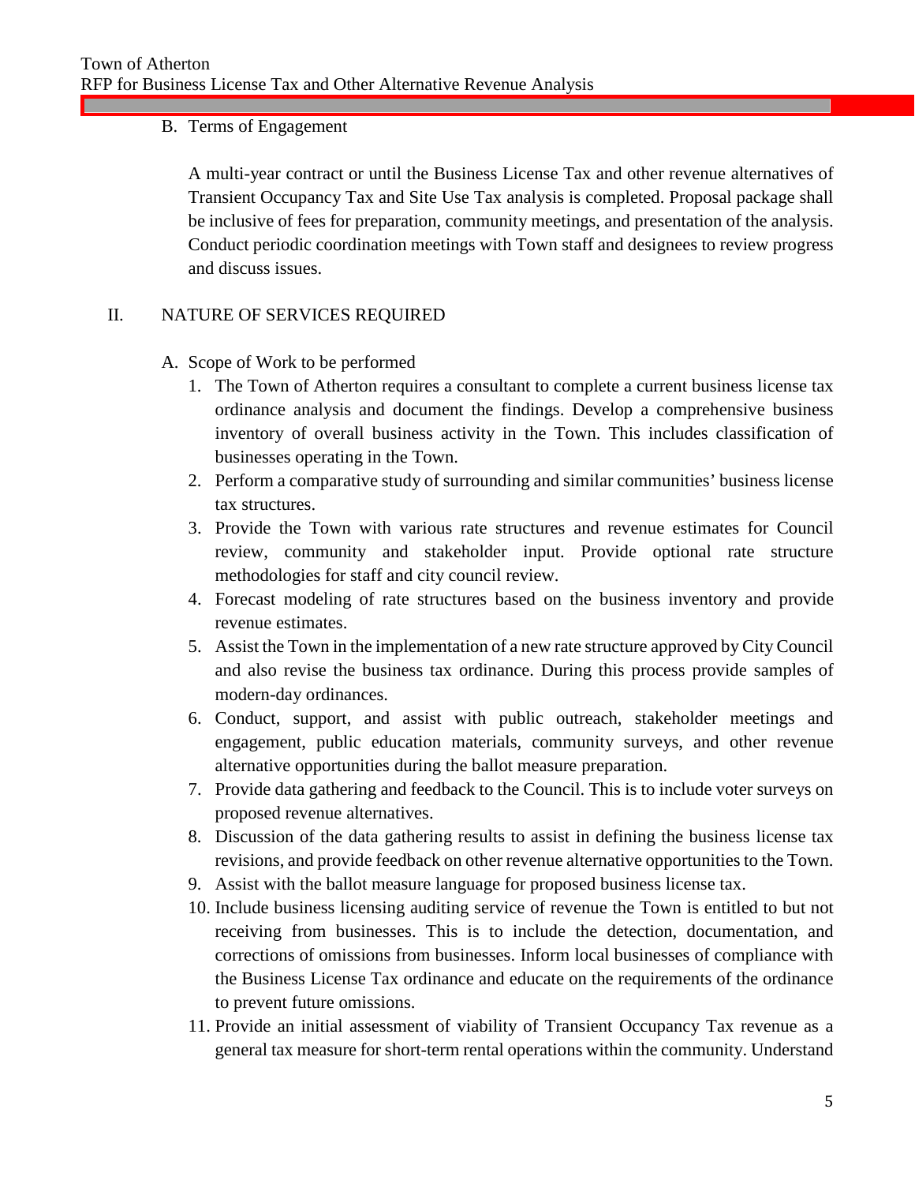## B. Terms of Engagement

A multi-year contract or until the Business License Tax and other revenue alternatives of Transient Occupancy Tax and Site Use Tax analysis is completed. Proposal package shall be inclusive of fees for preparation, community meetings, and presentation of the analysis. Conduct periodic coordination meetings with Town staff and designees to review progress and discuss issues.

# II. NATURE OF SERVICES REQUIRED

## A. Scope of Work to be performed

1. The Town of Atherton requires a consultant to complete a current business license tax ordinance analysis and document the findings. Develop a comprehensive business inventory of overall business activity in the Town. This includes classification of businesses operating in the Town.
2. Perform a comparative study of surrounding and similar communities' business license tax structures.
3. Provide the Town with various rate structures and revenue estimates for Council review, community and stakeholder input. Provide optional rate structure methodologies for staff and city council review.
4. Forecast modeling of rate structures based on the business inventory and provide revenue estimates.
5. Assist the Town in the implementation of a new rate structure approved by City Council and also revise the business tax ordinance. During this process provide samples of modern-day ordinances.
6. Conduct, support, and assist with public outreach, stakeholder meetings and engagement, public education materials, community surveys, and other revenue alternative opportunities during the ballot measure preparation.
7. Provide data gathering and feedback to the Council. This is to include voter surveys on proposed revenue alternatives.
8. Discussion of the data gathering results to assist in defining the business license tax revisions, and provide feedback on other revenue alternative opportunities to the Town.
9. Assist with the ballot measure language for proposed business license tax.
10. Include business licensing auditing service of revenue the Town is entitled to but not receiving from businesses. This is to include the detection, documentation, and corrections of omissions from businesses. Inform local businesses of compliance with the Business License Tax ordinance and educate on the requirements of the ordinance to prevent future omissions.
11. Provide an initial assessment of viability of Transient Occupancy Tax revenue as a general tax measure for short-term rental operations within the community. Understand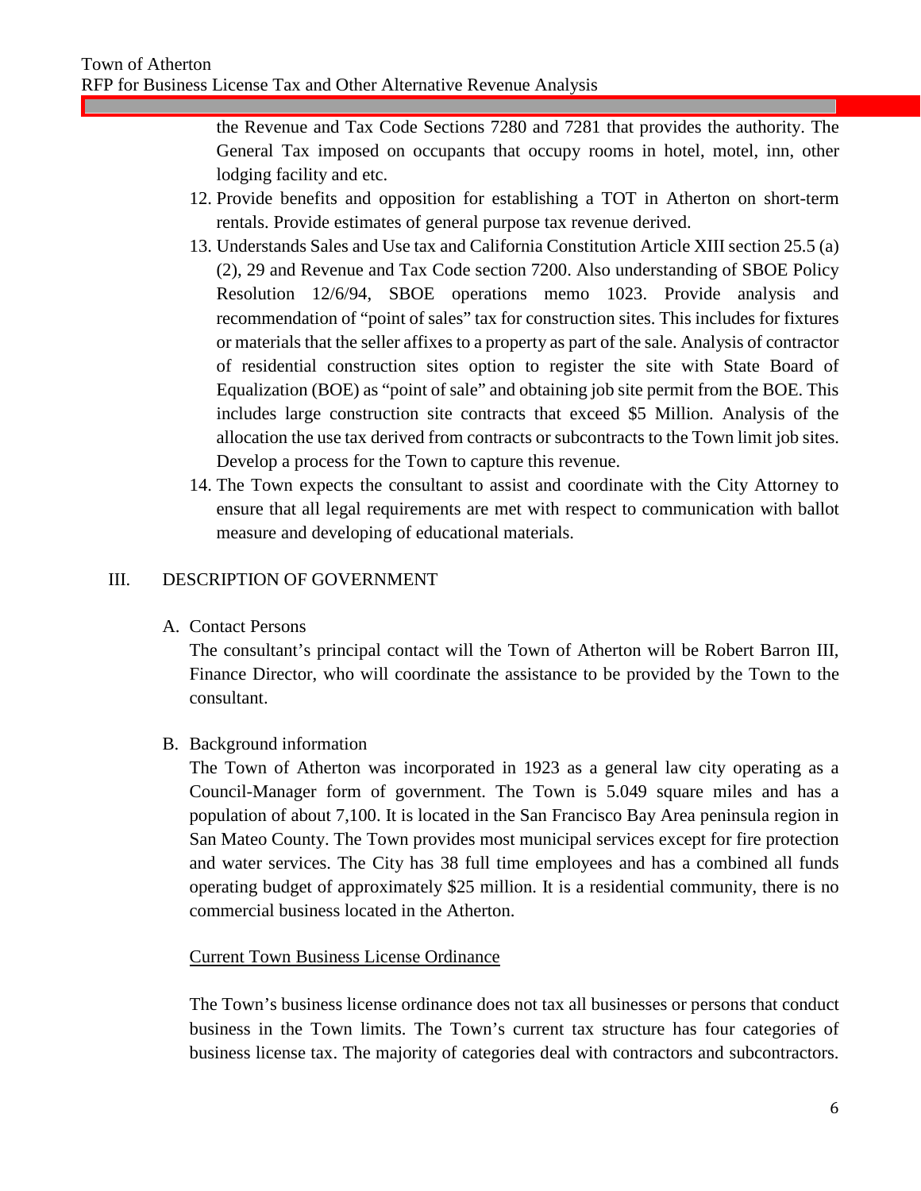the Revenue and Tax Code Sections 7280 and 7281 that provides the authority. The General Tax imposed on occupants that occupy rooms in hotel, motel, inn, other lodging facility and etc.

12. Provide benefits and opposition for establishing a TOT in Atherton on short-term rentals. Provide estimates of general purpose tax revenue derived.
13. Understands Sales and Use tax and California Constitution Article XIII section 25.5 (a) (2), 29 and Revenue and Tax Code section 7200. Also understanding of SBOE Policy Resolution 12/6/94, SBOE operations memo 1023. Provide analysis and recommendation of "point of sales" tax for construction sites. This includes for fixtures or materials that the seller affixes to a property as part of the sale. Analysis of contractor of residential construction sites option to register the site with State Board of Equalization (BOE) as "point of sale" and obtaining job site permit from the BOE. This includes large construction site contracts that exceed $5 Million. Analysis of the allocation the use tax derived from contracts or subcontracts to the Town limit job sites. Develop a process for the Town to capture this revenue.
14. The Town expects the consultant to assist and coordinate with the City Attorney to ensure that all legal requirements are met with respect to communication with ballot measure and developing of educational materials.

## III. DESCRIPTION OF GOVERNMENT

### A. Contact Persons

The consultant's principal contact will the Town of Atherton will be Robert Barron III, Finance Director, who will coordinate the assistance to be provided by the Town to the consultant.

### B. Background information

The Town of Atherton was incorporated in 1923 as a general law city operating as a Council-Manager form of government. The Town is 5.049 square miles and has a population of about 7,100. It is located in the San Francisco Bay Area peninsula region in San Mateo County. The Town provides most municipal services except for fire protection and water services. The City has 38 full time employees and has a combined all funds operating budget of approximately $25 million. It is a residential community, there is no commercial business located in the Atherton.

Current Town Business License Ordinance

The Town's business license ordinance does not tax all businesses or persons that conduct business in the Town limits. The Town's current tax structure has four categories of business license tax. The majority of categories deal with contractors and subcontractors.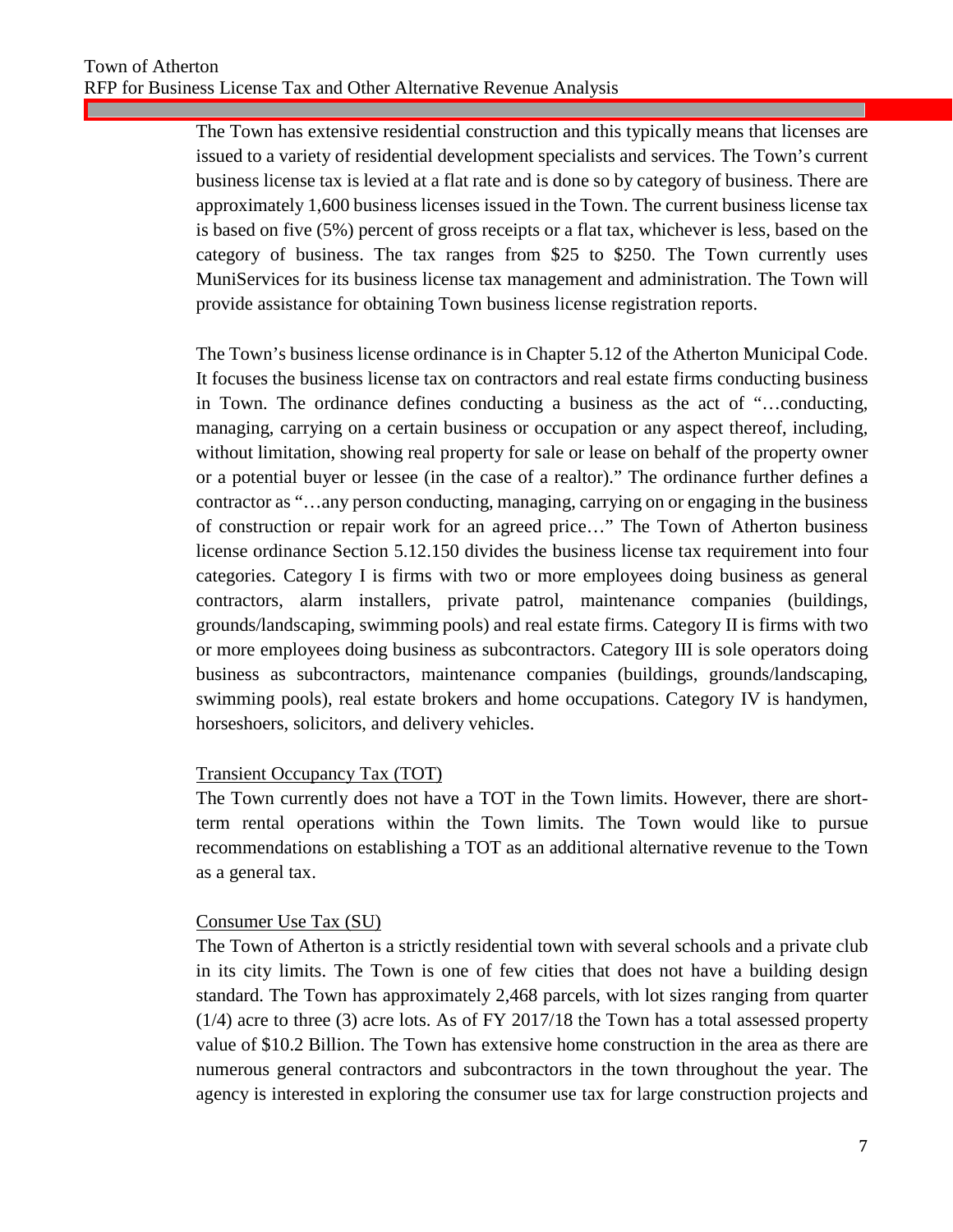The Town has extensive residential construction and this typically means that licenses are issued to a variety of residential development specialists and services. The Town's current business license tax is levied at a flat rate and is done so by category of business. There are approximately 1,600 business licenses issued in the Town. The current business license tax is based on five (5%) percent of gross receipts or a flat tax, whichever is less, based on the category of business. The tax ranges from $25 to $250. The Town currently uses MuniServices for its business license tax management and administration. The Town will provide assistance for obtaining Town business license registration reports.

The Town's business license ordinance is in Chapter 5.12 of the Atherton Municipal Code. It focuses the business license tax on contractors and real estate firms conducting business in Town. The ordinance defines conducting a business as the act of "…conducting, managing, carrying on a certain business or occupation or any aspect thereof, including, without limitation, showing real property for sale or lease on behalf of the property owner or a potential buyer or lessee (in the case of a realtor)." The ordinance further defines a contractor as "…any person conducting, managing, carrying on or engaging in the business of construction or repair work for an agreed price…" The Town of Atherton business license ordinance Section 5.12.150 divides the business license tax requirement into four categories. Category I is firms with two or more employees doing business as general contractors, alarm installers, private patrol, maintenance companies (buildings, grounds/landscaping, swimming pools) and real estate firms. Category II is firms with two or more employees doing business as subcontractors. Category III is sole operators doing business as subcontractors, maintenance companies (buildings, grounds/landscaping, swimming pools), real estate brokers and home occupations. Category IV is handymen, horseshoers, solicitors, and delivery vehicles.

Transient Occupancy Tax (TOT)

The Town currently does not have a TOT in the Town limits. However, there are short-term rental operations within the Town limits. The Town would like to pursue recommendations on establishing a TOT as an additional alternative revenue to the Town as a general tax.

Consumer Use Tax (SU)

The Town of Atherton is a strictly residential town with several schools and a private club in its city limits. The Town is one of few cities that does not have a building design standard. The Town has approximately 2,468 parcels, with lot sizes ranging from quarter (1/4) acre to three (3) acre lots. As of FY 2017/18 the Town has a total assessed property value of $10.2 Billion. The Town has extensive home construction in the area as there are numerous general contractors and subcontractors in the town throughout the year. The agency is interested in exploring the consumer use tax for large construction projects and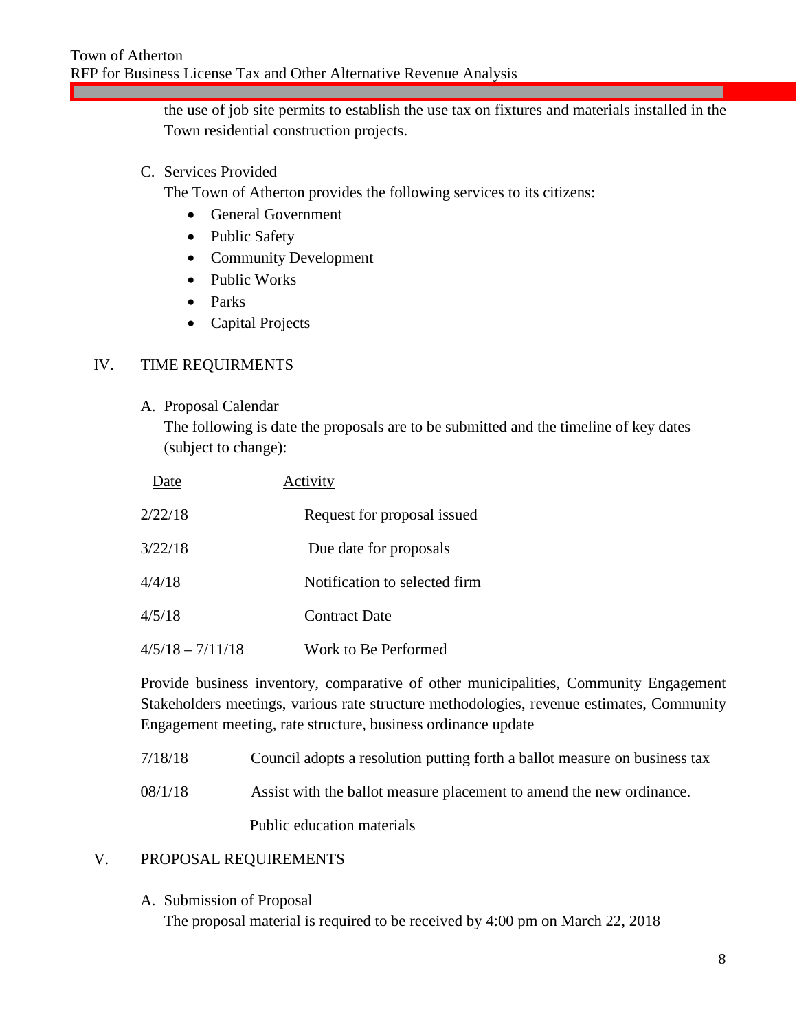the use of job site permits to establish the use tax on fixtures and materials installed in the Town residential construction projects.

C. Services Provided

The Town of Atherton provides the following services to its citizens:

- General Government
- Public Safety
- Community Development
- Public Works
- Parks
- Capital Projects

## IV. TIME REQUIRMENTS

A. Proposal Calendar

The following is date the proposals are to be submitted and the timeline of key dates (subject to change):

| Date | Activity |
|---|---|
| 2/22/18 | Request for proposal issued |
| 3/22/18 | Due date for proposals |
| 4/4/18 | Notification to selected firm |
| 4/5/18 | Contract Date |
| 4/5/18 – 7/11/18 | Work to Be Performed |

Provide business inventory, comparative of other municipalities, Community Engagement Stakeholders meetings, various rate structure methodologies, revenue estimates, Community Engagement meeting, rate structure, business ordinance update

| | |
|---|---|
| 7/18/18 | Council adopts a resolution putting forth a ballot measure on business tax |
| 08/1/18 | Assist with the ballot measure placement to amend the new ordinance. |
| | Public education materials |

## V. PROPOSAL REQUIREMENTS

A. Submission of Proposal

The proposal material is required to be received by 4:00 pm on March 22, 2018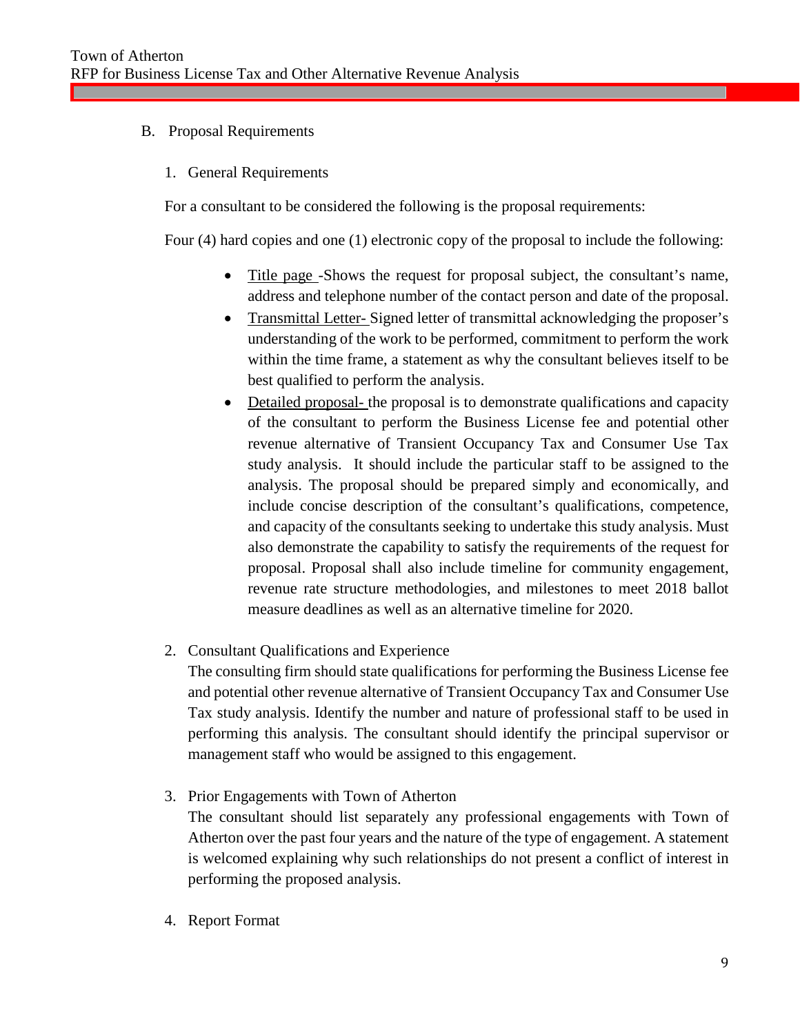## B. Proposal Requirements

### 1. General Requirements

For a consultant to be considered the following is the proposal requirements:

Four (4) hard copies and one (1) electronic copy of the proposal to include the following:

- Title page -Shows the request for proposal subject, the consultant's name, address and telephone number of the contact person and date of the proposal.
- Transmittal Letter- Signed letter of transmittal acknowledging the proposer's understanding of the work to be performed, commitment to perform the work within the time frame, a statement as why the consultant believes itself to be best qualified to perform the analysis.
- Detailed proposal- the proposal is to demonstrate qualifications and capacity of the consultant to perform the Business License fee and potential other revenue alternative of Transient Occupancy Tax and Consumer Use Tax study analysis. It should include the particular staff to be assigned to the analysis. The proposal should be prepared simply and economically, and include concise description of the consultant's qualifications, competence, and capacity of the consultants seeking to undertake this study analysis. Must also demonstrate the capability to satisfy the requirements of the request for proposal. Proposal shall also include timeline for community engagement, revenue rate structure methodologies, and milestones to meet 2018 ballot measure deadlines as well as an alternative timeline for 2020.

### 2. Consultant Qualifications and Experience

The consulting firm should state qualifications for performing the Business License fee and potential other revenue alternative of Transient Occupancy Tax and Consumer Use Tax study analysis. Identify the number and nature of professional staff to be used in performing this analysis. The consultant should identify the principal supervisor or management staff who would be assigned to this engagement.

### 3. Prior Engagements with Town of Atherton

The consultant should list separately any professional engagements with Town of Atherton over the past four years and the nature of the type of engagement. A statement is welcomed explaining why such relationships do not present a conflict of interest in performing the proposed analysis.

### 4. Report Format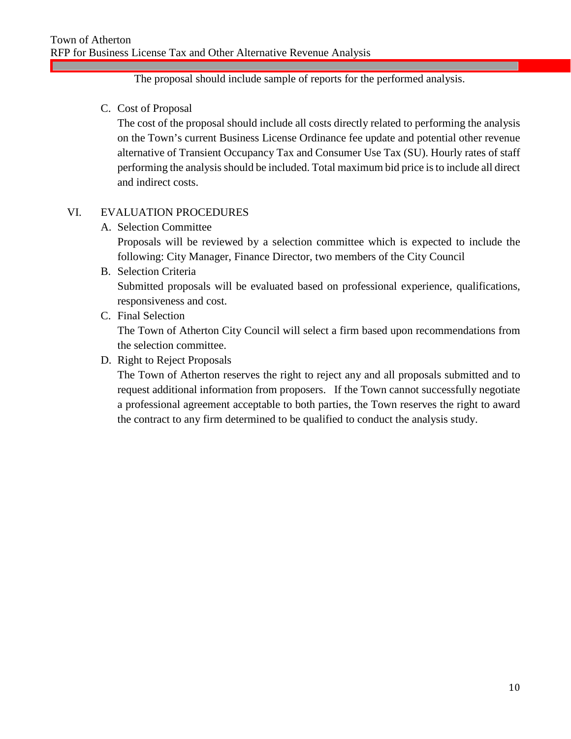The proposal should include sample of reports for the performed analysis.

C. Cost of Proposal

The cost of the proposal should include all costs directly related to performing the analysis on the Town's current Business License Ordinance fee update and potential other revenue alternative of Transient Occupancy Tax and Consumer Use Tax (SU). Hourly rates of staff performing the analysis should be included. Total maximum bid price is to include all direct and indirect costs.

## VI. EVALUATION PROCEDURES

A. Selection Committee

Proposals will be reviewed by a selection committee which is expected to include the following: City Manager, Finance Director, two members of the City Council

B. Selection Criteria

Submitted proposals will be evaluated based on professional experience, qualifications, responsiveness and cost.

C. Final Selection

The Town of Atherton City Council will select a firm based upon recommendations from the selection committee.

D. Right to Reject Proposals

The Town of Atherton reserves the right to reject any and all proposals submitted and to request additional information from proposers. If the Town cannot successfully negotiate a professional agreement acceptable to both parties, the Town reserves the right to award the contract to any firm determined to be qualified to conduct the analysis study.